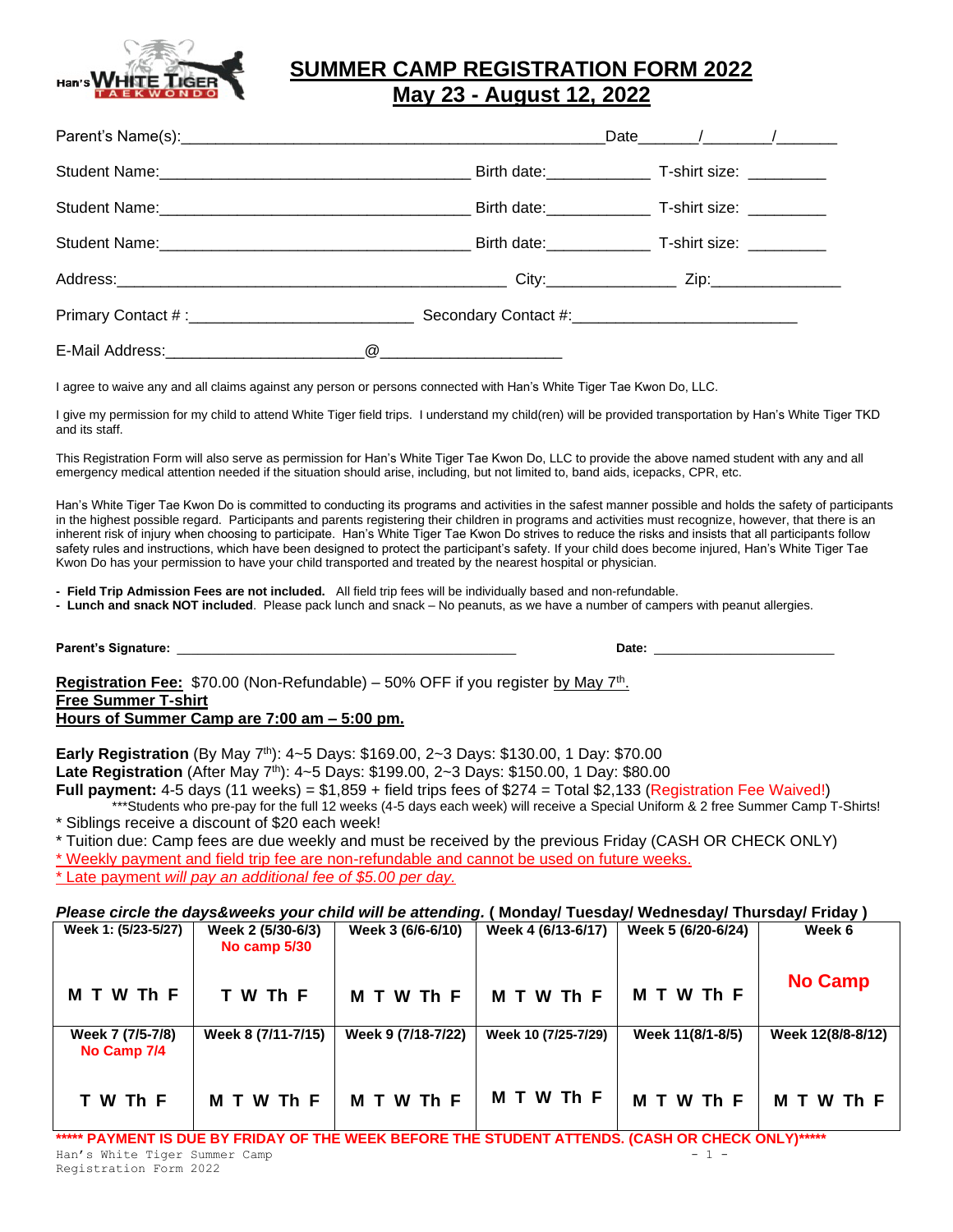# SUMMER CAMP REGISTRATION FORM 2022
## May 23 - August 12, 2022

Parent's Name(s):_______________________________________________Date______/_______/_______

Student Name:___________________________________ Birth date:____________ T-shirt size: _________

Student Name:___________________________________ Birth date:____________ T-shirt size: _________

Student Name:___________________________________ Birth date:____________ T-shirt size: _________

Address:____________________________________________ City:_______________ Zip:_______________

Primary Contact # :_________________________ Secondary Contact #:_________________________

E-Mail Address:______________________@____________________

I agree to waive any and all claims against any person or persons connected with Han's White Tiger Tae Kwon Do, LLC.

I give my permission for my child to attend White Tiger field trips. I understand my child(ren) will be provided transportation by Han's White Tiger TKD and its staff.

This Registration Form will also serve as permission for Han's White Tiger Tae Kwon Do, LLC to provide the above named student with any and all emergency medical attention needed if the situation should arise, including, but not limited to, band aids, icepacks, CPR, etc.

Han's White Tiger Tae Kwon Do is committed to conducting its programs and activities in the safest manner possible and holds the safety of participants in the highest possible regard. Participants and parents registering their children in programs and activities must recognize, however, that there is an inherent risk of injury when choosing to participate. Han's White Tiger Tae Kwon Do strives to reduce the risks and insists that all participants follow safety rules and instructions, which have been designed to protect the participant's safety. If your child does become injured, Han's White Tiger Tae Kwon Do has your permission to have your child transported and treated by the nearest hospital or physician.

- **Field Trip Admission Fees are not included.** All field trip fees will be individually based and non-refundable.
- **Lunch and snack NOT included**. Please pack lunch and snack – No peanuts, as we have a number of campers with peanut allergies.

**Parent's Signature:** _______________________________________________ **Date:** _________________________

**Registration Fee:** $70.00 (Non-Refundable) – 50% OFF if you register by May 7th.
**Free Summer T-shirt**
**Hours of Summer Camp are 7:00 am – 5:00 pm.**

**Early Registration** (By May 7th): 4~5 Days: $169.00, 2~3 Days: $130.00, 1 Day: $70.00
**Late Registration** (After May 7th): 4~5 Days: $199.00, 2~3 Days: $150.00, 1 Day: $80.00
**Full payment:** 4-5 days (11 weeks) = $1,859 + field trips fees of $274 = Total $2,133 (Registration Fee Waived!)
***Students who pre-pay for the full 12 weeks (4-5 days each week) will receive a Special Uniform & 2 free Summer Camp T-Shirts!
* Siblings receive a discount of $20 each week!
* Tuition due: Camp fees are due weekly and must be received by the previous Friday (CASH OR CHECK ONLY)
* Weekly payment and field trip fee are non-refundable and cannot be used on future weeks.
* Late payment *will pay an additional fee of $5.00 per day.*

***Please circle the days&weeks your child will be attending.*** **( Monday/ Tuesday/ Wednesday/ Thursday/ Friday )**

| Week 1: (5/23-5/27) | Week 2 (5/30-6/3) No camp 5/30 | Week 3 (6/6-6/10) | Week 4 (6/13-6/17) | Week 5 (6/20-6/24) | Week 6 |
|---|---|---|---|---|---|
| M T W Th F | T W Th F | M T W Th F | M T W Th F | M T W Th F | No Camp |
| **Week 7 (7/5-7/8) No Camp 7/4** | **Week 8 (7/11-7/15)** | **Week 9 (7/18-7/22)** | **Week 10 (7/25-7/29)** | **Week 11(8/1-8/5)** | **Week 12(8/8-8/12)** |
| T W Th F | M T W Th F | M T W Th F | M T W Th F | M T W Th F | M T W Th F |

***** PAYMENT IS DUE BY FRIDAY OF THE WEEK BEFORE THE STUDENT ATTENDS. (CASH OR CHECK ONLY)*****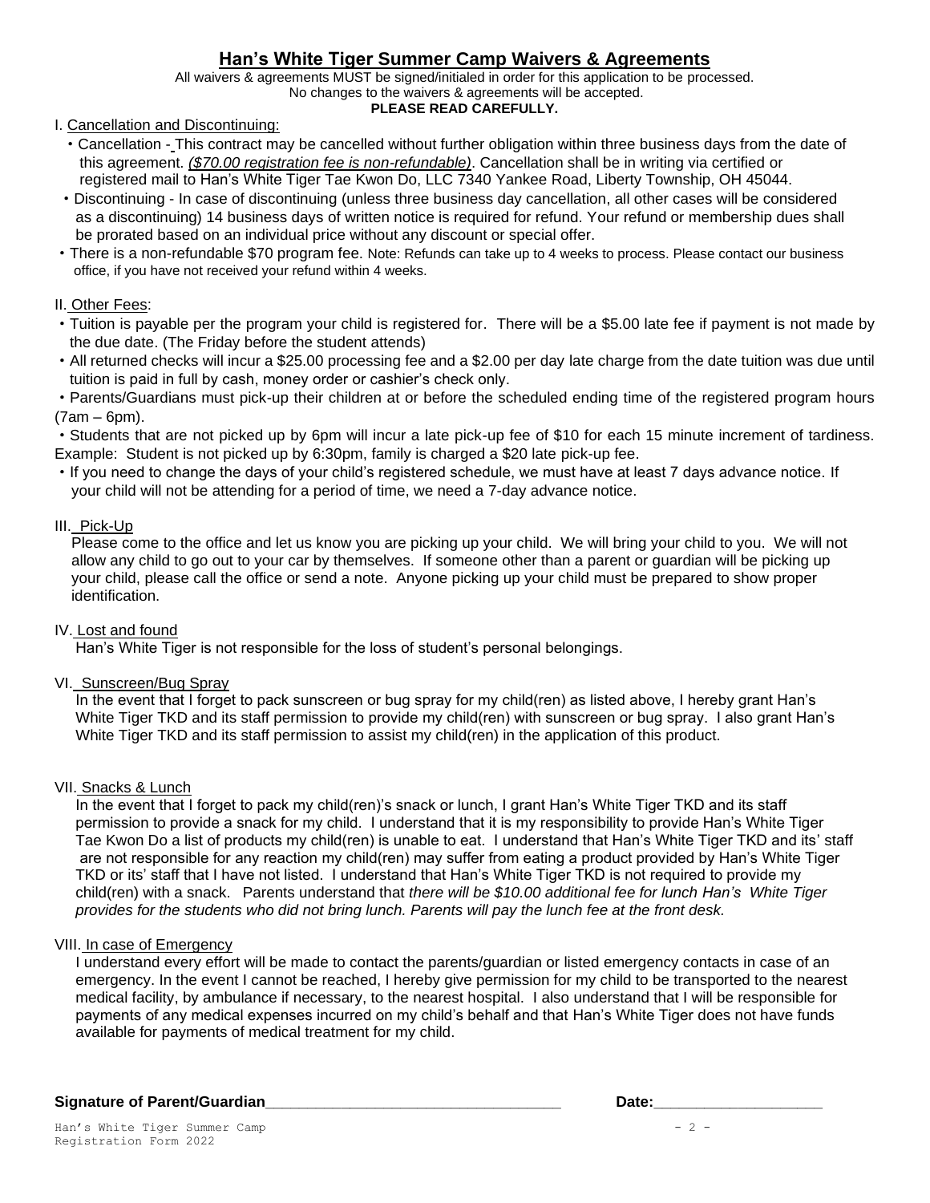# Han's White Tiger Summer Camp Waivers & Agreements

All waivers & agreements MUST be signed/initialed in order for this application to be processed.
No changes to the waivers & agreements will be accepted.
**PLEASE READ CAREFULLY.**

I. Cancellation and Discontinuing:

- Cancellation - This contract may be cancelled without further obligation within three business days from the date of this agreement. *($70.00 registration fee is non-refundable)*. Cancellation shall be in writing via certified or registered mail to Han's White Tiger Tae Kwon Do, LLC 7340 Yankee Road, Liberty Township, OH 45044.
- Discontinuing - In case of discontinuing (unless three business day cancellation, all other cases will be considered as a discontinuing) 14 business days of written notice is required for refund. Your refund or membership dues shall be prorated based on an individual price without any discount or special offer.
- There is a non-refundable $70 program fee. Note: Refunds can take up to 4 weeks to process. Please contact our business office, if you have not received your refund within 4 weeks.

II. Other Fees:

- Tuition is payable per the program your child is registered for. There will be a $5.00 late fee if payment is not made by the due date. (The Friday before the student attends)
- All returned checks will incur a $25.00 processing fee and a $2.00 per day late charge from the date tuition was due until tuition is paid in full by cash, money order or cashier's check only.
- Parents/Guardians must pick-up their children at or before the scheduled ending time of the registered program hours (7am – 6pm).
- Students that are not picked up by 6pm will incur a late pick-up fee of $10 for each 15 minute increment of tardiness. Example: Student is not picked up by 6:30pm, family is charged a $20 late pick-up fee.
- If you need to change the days of your child's registered schedule, we must have at least 7 days advance notice. If your child will not be attending for a period of time, we need a 7-day advance notice.

III. Pick-Up

Please come to the office and let us know you are picking up your child. We will bring your child to you. We will not allow any child to go out to your car by themselves. If someone other than a parent or guardian will be picking up your child, please call the office or send a note. Anyone picking up your child must be prepared to show proper identification.

IV. Lost and found

Han's White Tiger is not responsible for the loss of student's personal belongings.

VI. Sunscreen/Bug Spray

In the event that I forget to pack sunscreen or bug spray for my child(ren) as listed above, I hereby grant Han's White Tiger TKD and its staff permission to provide my child(ren) with sunscreen or bug spray. I also grant Han's White Tiger TKD and its staff permission to assist my child(ren) in the application of this product.

VII. Snacks & Lunch

In the event that I forget to pack my child(ren)'s snack or lunch, I grant Han's White Tiger TKD and its staff permission to provide a snack for my child. I understand that it is my responsibility to provide Han's White Tiger Tae Kwon Do a list of products my child(ren) is unable to eat. I understand that Han's White Tiger TKD and its' staff are not responsible for any reaction my child(ren) may suffer from eating a product provided by Han's White Tiger TKD or its' staff that I have not listed. I understand that Han's White Tiger TKD is not required to provide my child(ren) with a snack. Parents understand that *there will be $10.00 additional fee for lunch Han's White Tiger provides for the students who did not bring lunch. Parents will pay the lunch fee at the front desk.*

VIII. In case of Emergency

I understand every effort will be made to contact the parents/guardian or listed emergency contacts in case of an emergency. In the event I cannot be reached, I hereby give permission for my child to be transported to the nearest medical facility, by ambulance if necessary, to the nearest hospital. I also understand that I will be responsible for payments of any medical expenses incurred on my child's behalf and that Han's White Tiger does not have funds available for payments of medical treatment for my child.

**Signature of Parent/Guardian**___________________________________ **Date:**____________________

Han's White Tiger Summer Camp
Registration Form 2022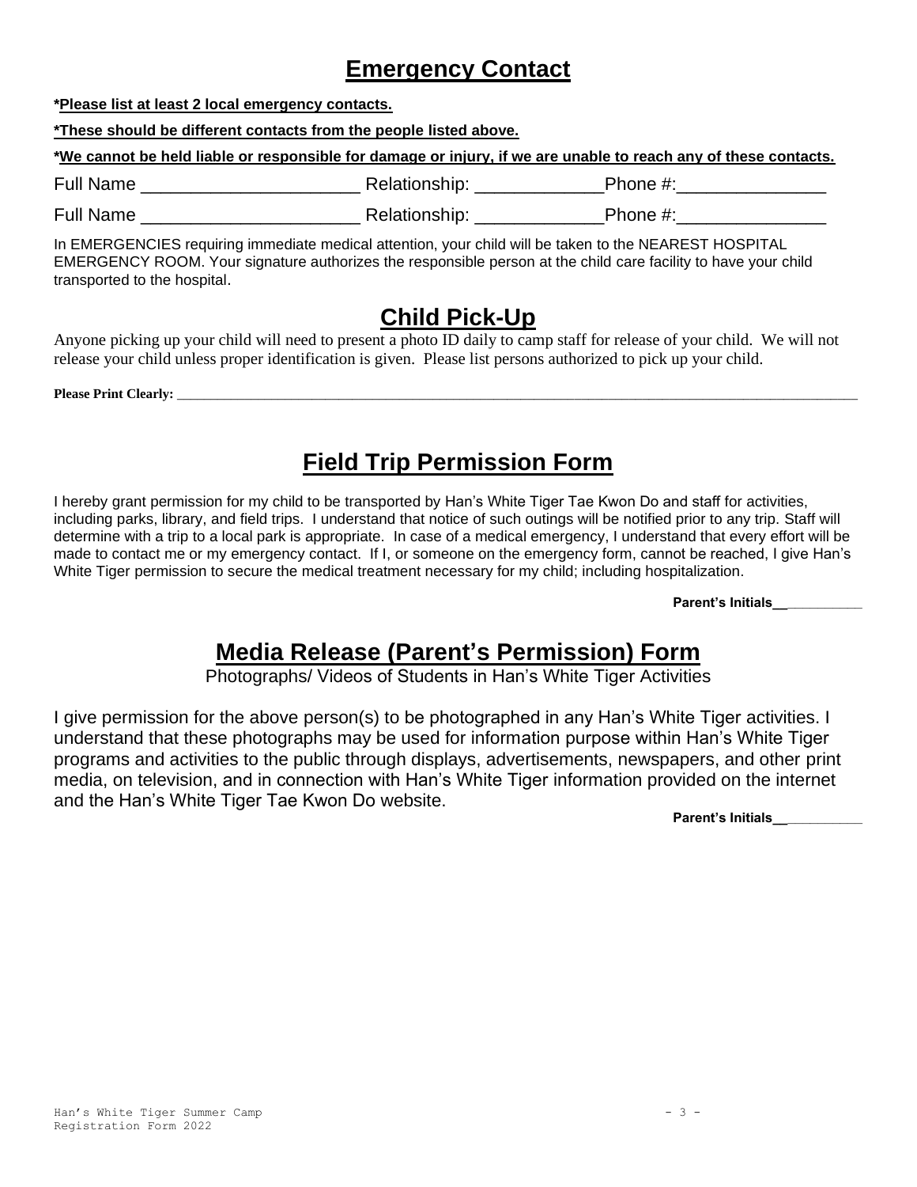# Emergency Contact

***Please list at least 2 local emergency contacts.**

***These should be different contacts from the people listed above.**

***We cannot be held liable or responsible for damage or injury, if we are unable to reach any of these contacts.**

Full Name ______________________ Relationship: _____________Phone #:_______________

Full Name ______________________ Relationship: _____________Phone #:_______________

In EMERGENCIES requiring immediate medical attention, your child will be taken to the NEAREST HOSPITAL EMERGENCY ROOM. Your signature authorizes the responsible person at the child care facility to have your child transported to the hospital.

# Child Pick-Up

Anyone picking up your child will need to present a photo ID daily to camp staff for release of your child. We will not release your child unless proper identification is given. Please list persons authorized to pick up your child.

**Please Print Clearly:** ____________________________________________________________________________________________

# Field Trip Permission Form

I hereby grant permission for my child to be transported by Han's White Tiger Tae Kwon Do and staff for activities, including parks, library, and field trips. I understand that notice of such outings will be notified prior to any trip. Staff will determine with a trip to a local park is appropriate. In case of a medical emergency, I understand that every effort will be made to contact me or my emergency contact. If I, or someone on the emergency form, cannot be reached, I give Han's White Tiger permission to secure the medical treatment necessary for my child; including hospitalization.

**Parent's Initials**___________

# Media Release (Parent's Permission) Form

Photographs/ Videos of Students in Han's White Tiger Activities

I give permission for the above person(s) to be photographed in any Han's White Tiger activities. I understand that these photographs may be used for information purpose within Han's White Tiger programs and activities to the public through displays, advertisements, newspapers, and other print media, on television, and in connection with Han's White Tiger information provided on the internet and the Han's White Tiger Tae Kwon Do website.

**Parent's Initials**___________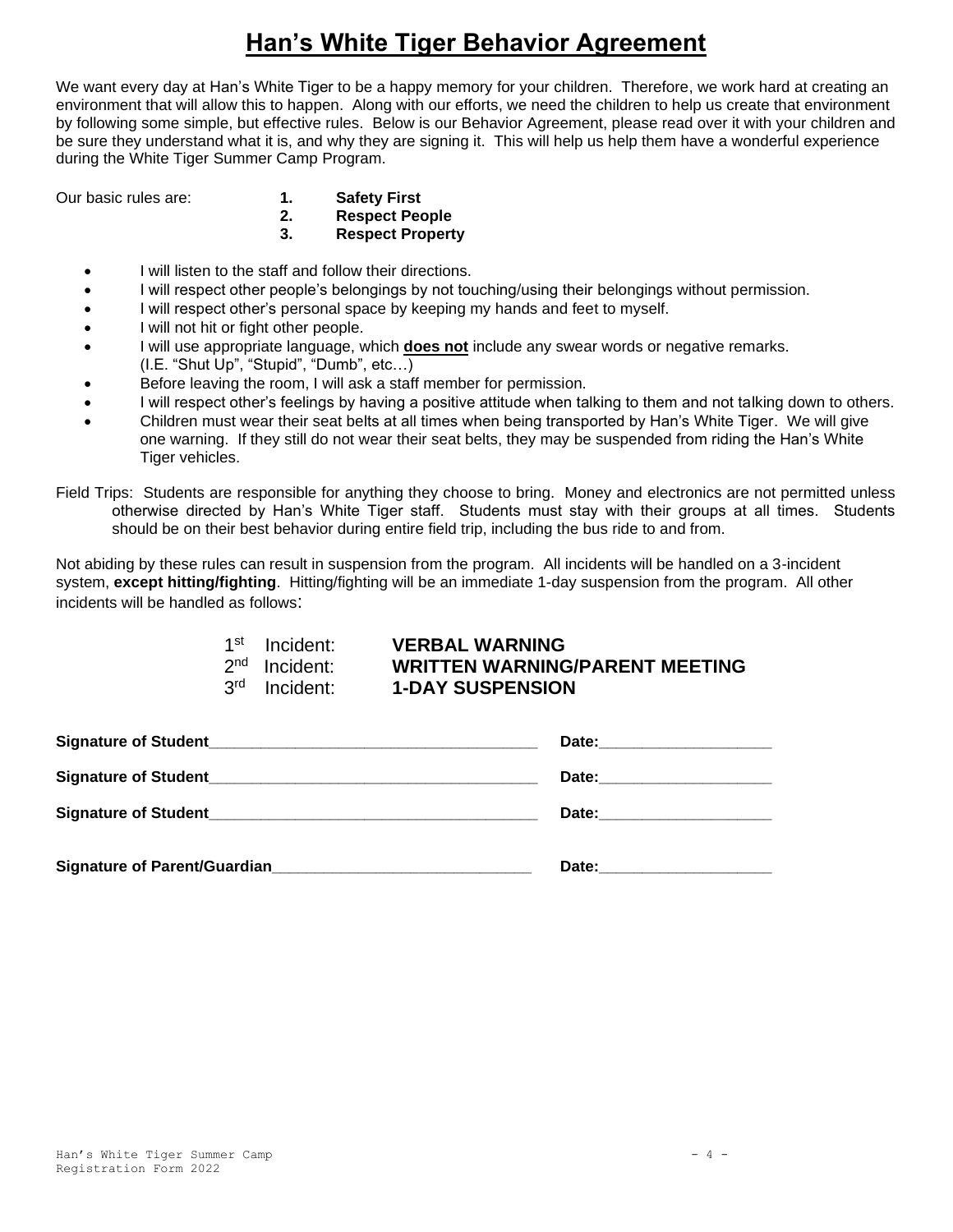# Han’s White Tiger Behavior Agreement

We want every day at Han’s White Tiger to be a happy memory for your children. Therefore, we work hard at creating an environment that will allow this to happen. Along with our efforts, we need the children to help us create that environment by following some simple, but effective rules. Below is our Behavior Agreement, please read over it with your children and be sure they understand what it is, and why they are signing it. This will help us help them have a wonderful experience during the White Tiger Summer Camp Program.

Our basic rules are:

1. **Safety First**
2. **Respect People**
3. **Respect Property**

- I will listen to the staff and follow their directions.
- I will respect other people’s belongings by not touching/using their belongings without permission.
- I will respect other’s personal space by keeping my hands and feet to myself.
- I will not hit or fight other people.
- I will use appropriate language, which **does not** include any swear words or negative remarks. (I.E. “Shut Up”, “Stupid”, “Dumb”, etc…)
- Before leaving the room, I will ask a staff member for permission.
- I will respect other’s feelings by having a positive attitude when talking to them and not talking down to others.
- Children must wear their seat belts at all times when being transported by Han’s White Tiger. We will give one warning. If they still do not wear their seat belts, they may be suspended from riding the Han’s White Tiger vehicles.

Field Trips: Students are responsible for anything they choose to bring. Money and electronics are not permitted unless otherwise directed by Han’s White Tiger staff. Students must stay with their groups at all times. Students should be on their best behavior during entire field trip, including the bus ride to and from.

Not abiding by these rules can result in suspension from the program. All incidents will be handled on a 3-incident system, **except hitting/fighting**. Hitting/fighting will be an immediate 1-day suspension from the program. All other incidents will be handled as follows:

1st Incident: **VERBAL WARNING**
2nd Incident: **WRITTEN WARNING/PARENT MEETING**
3rd Incident: **1-DAY SUSPENSION**

**Signature of Student**______________________________________ **Date:**____________________

**Signature of Student**______________________________________ **Date:**____________________

**Signature of Student**______________________________________ **Date:**____________________

**Signature of Parent/Guardian**______________________________ **Date:**____________________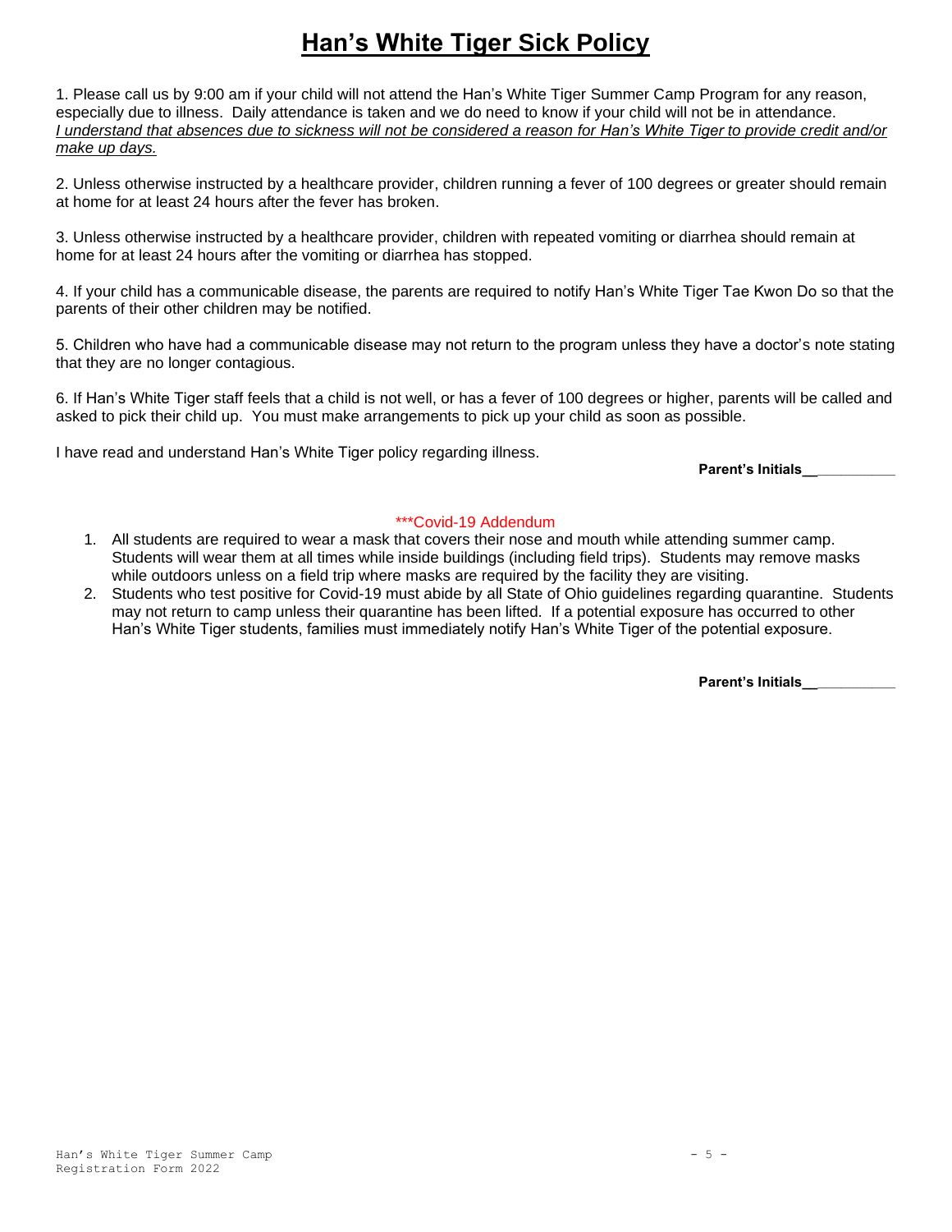# Han's White Tiger Sick Policy

1. Please call us by 9:00 am if your child will not attend the Han's White Tiger Summer Camp Program for any reason, especially due to illness. Daily attendance is taken and we do need to know if your child will not be in attendance. *I understand that absences due to sickness will not be considered a reason for Han's White Tiger to provide credit and/or make up days.*

2. Unless otherwise instructed by a healthcare provider, children running a fever of 100 degrees or greater should remain at home for at least 24 hours after the fever has broken.

3. Unless otherwise instructed by a healthcare provider, children with repeated vomiting or diarrhea should remain at home for at least 24 hours after the vomiting or diarrhea has stopped.

4. If your child has a communicable disease, the parents are required to notify Han's White Tiger Tae Kwon Do so that the parents of their other children may be notified.

5. Children who have had a communicable disease may not return to the program unless they have a doctor's note stating that they are no longer contagious.

6. If Han's White Tiger staff feels that a child is not well, or has a fever of 100 degrees or higher, parents will be called and asked to pick their child up. You must make arrangements to pick up your child as soon as possible.

I have read and understand Han's White Tiger policy regarding illness.

**Parent's Initials__**__________

***Covid-19 Addendum

1. All students are required to wear a mask that covers their nose and mouth while attending summer camp. Students will wear them at all times while inside buildings (including field trips). Students may remove masks while outdoors unless on a field trip where masks are required by the facility they are visiting.
2. Students who test positive for Covid-19 must abide by all State of Ohio guidelines regarding quarantine. Students may not return to camp unless their quarantine has been lifted. If a potential exposure has occurred to other Han's White Tiger students, families must immediately notify Han's White Tiger of the potential exposure.

**Parent's Initials__**__________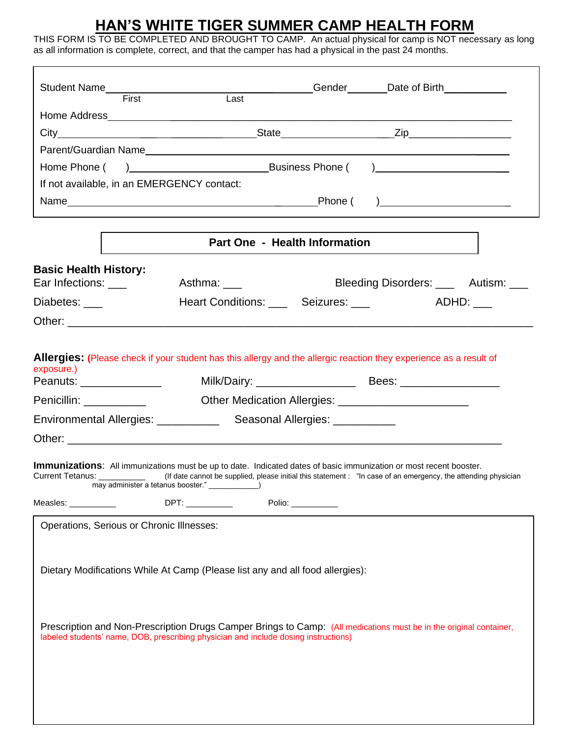# HAN'S WHITE TIGER SUMMER CAMP HEALTH FORM

THIS FORM IS TO BE COMPLETED AND BROUGHT TO CAMP. An actual physical for camp is NOT necessary as long as all information is complete, correct, and that the camper has had a physical in the past 24 months.

Student Name________________________________ Gender_______ Date of Birth___________
First Last

Home Address______________________________________________________________

City________________________________ State______________________ Zip__________________

Parent/Guardian Name______________________________________________________________

Home Phone ( )______________________ Business Phone ( )______________________

If not available, in an EMERGENCY contact:

Name_____________________________________________ Phone ( )______________________

## Part One - Health Information

**Basic Health History:**

Ear Infections: ___ Asthma: ___ Bleeding Disorders: ___ Autism: ___

Diabetes: ___ Heart Conditions: ___ Seizures: ___ ADHD: ___

Other: ______________________________________________________________________

**Allergies:** (Please check if your student has this allergy and the allergic reaction they experience as a result of exposure.)

Peanuts: _____________ Milk/Dairy: ________________ Bees: ________________

Penicillin: __________ Other Medication Allergies: _____________________

Environmental Allergies: __________ Seasonal Allergies: __________

Other: ______________________________________________________________________

**Immunizations**: All immunizations must be up to date. Indicated dates of basic immunization or most recent booster.

Current Tetanus: __________ (If date cannot be supplied, please initial this statement : "In case of an emergency, the attending physician may administer a tetanus booster." ____________)

Measles: __________ DPT: __________ Polio: __________

Operations, Serious or Chronic Illnesses:

Dietary Modifications While At Camp (Please list any and all food allergies):

Prescription and Non-Prescription Drugs Camper Brings to Camp: (All medications must be in the original container, labeled students' name, DOB, prescribing physician and include dosing instructions)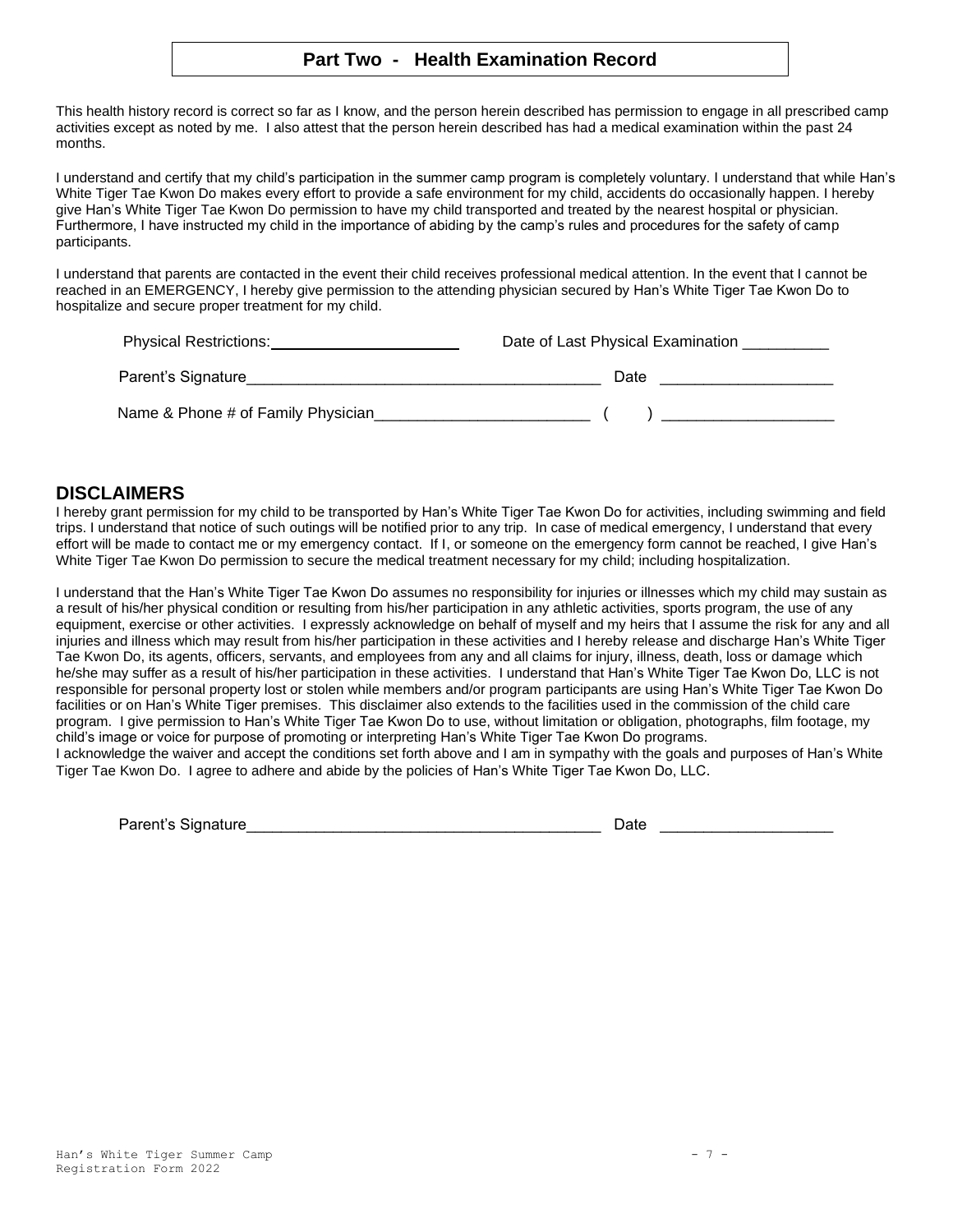# Part Two - Health Examination Record

This health history record is correct so far as I know, and the person herein described has permission to engage in all prescribed camp activities except as noted by me. I also attest that the person herein described has had a medical examination within the past 24 months.

I understand and certify that my child's participation in the summer camp program is completely voluntary. I understand that while Han's White Tiger Tae Kwon Do makes every effort to provide a safe environment for my child, accidents do occasionally happen. I hereby give Han's White Tiger Tae Kwon Do permission to have my child transported and treated by the nearest hospital or physician. Furthermore, I have instructed my child in the importance of abiding by the camp's rules and procedures for the safety of camp participants.

I understand that parents are contacted in the event their child receives professional medical attention. In the event that I cannot be reached in an EMERGENCY, I hereby give permission to the attending physician secured by Han's White Tiger Tae Kwon Do to hospitalize and secure proper treatment for my child.

Physical Restrictions:______________________ Date of Last Physical Examination __________

Parent's Signature_________________________________________ Date ____________________

Name & Phone # of Family Physician_________________________ (   ) ____________________

## DISCLAIMERS

I hereby grant permission for my child to be transported by Han's White Tiger Tae Kwon Do for activities, including swimming and field trips. I understand that notice of such outings will be notified prior to any trip. In case of medical emergency, I understand that every effort will be made to contact me or my emergency contact. If I, or someone on the emergency form cannot be reached, I give Han's White Tiger Tae Kwon Do permission to secure the medical treatment necessary for my child; including hospitalization.

I understand that the Han's White Tiger Tae Kwon Do assumes no responsibility for injuries or illnesses which my child may sustain as a result of his/her physical condition or resulting from his/her participation in any athletic activities, sports program, the use of any equipment, exercise or other activities. I expressly acknowledge on behalf of myself and my heirs that I assume the risk for any and all injuries and illness which may result from his/her participation in these activities and I hereby release and discharge Han's White Tiger Tae Kwon Do, its agents, officers, servants, and employees from any and all claims for injury, illness, death, loss or damage which he/she may suffer as a result of his/her participation in these activities. I understand that Han's White Tiger Tae Kwon Do, LLC is not responsible for personal property lost or stolen while members and/or program participants are using Han's White Tiger Tae Kwon Do facilities or on Han's White Tiger premises. This disclaimer also extends to the facilities used in the commission of the child care program. I give permission to Han's White Tiger Tae Kwon Do to use, without limitation or obligation, photographs, film footage, my child's image or voice for purpose of promoting or interpreting Han's White Tiger Tae Kwon Do programs.
I acknowledge the waiver and accept the conditions set forth above and I am in sympathy with the goals and purposes of Han's White Tiger Tae Kwon Do. I agree to adhere and abide by the policies of Han's White Tiger Tae Kwon Do, LLC.

Parent's Signature_________________________________________ Date ____________________